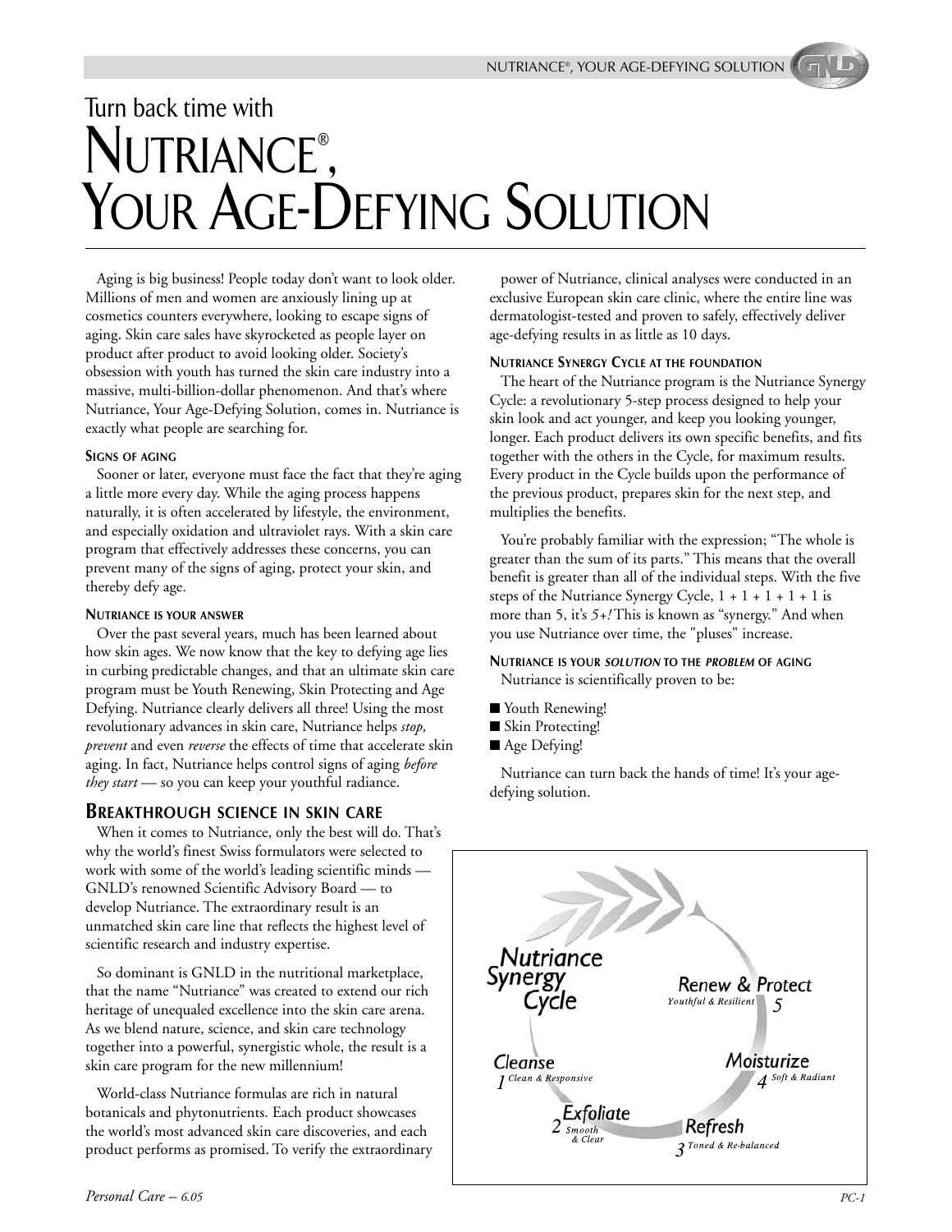# Turn back time with NUTRIANCE®, YOUR AGE-DEFYING SOLUTION

Aging is big business! People today don't want to look older. Millions of men and women are anxiously lining up at cosmetics counters everywhere, looking to escape signs of aging. Skin care sales have skyrocketed as people layer on product after product to avoid looking older. Society's obsession with youth has turned the skin care industry into a massive, multi-billion-dollar phenomenon. And that's where Nutriance, Your Age-Defying Solution, comes in. Nutriance is exactly what people are searching for.

#### SIGNS OF AGING

Sooner or later, everyone must face the fact that they're aging a little more every day. While the aging process happens naturally, it is often accelerated by lifestyle, the environment, and especially oxidation and ultraviolet rays. With a skin care program that effectively addresses these concerns, you can prevent many of the signs of aging, protect your skin, and thereby defy age.

#### NUTRIANCE IS YOUR ANSWER

Over the past several years, much has been learned about how skin ages. We now know that the key to defying age lies in curbing predictable changes, and that an ultimate skin care program must be Youth Renewing, Skin Protecting and Age Defying. Nutriance clearly delivers all three! Using the most revolutionary advances in skin care, Nutriance helps *stop, prevent* and even *reverse* the effects of time that accelerate skin aging. In fact, Nutriance helps control signs of aging *before they start* — so you can keep your youthful radiance.

## BREAKTHROUGH SCIENCE IN SKIN CARE

When it comes to Nutriance, only the best will do. That's why the world's finest Swiss formulators were selected to work with some of the world's leading scientific minds — GNLD's renowned Scientific Advisory Board — to develop Nutriance. The extraordinary result is an unmatched skin care line that reflects the highest level of scientific research and industry expertise.

So dominant is GNLD in the nutritional marketplace, that the name "Nutriance" was created to extend our rich heritage of unequaled excellence into the skin care arena. As we blend nature, science, and skin care technology together into a powerful, synergistic whole, the result is a skin care program for the new millennium!

World-class Nutriance formulas are rich in natural botanicals and phytonutrients. Each product showcases the world's most advanced skin care discoveries, and each product performs as promised. To verify the extraordinary power of Nutriance, clinical analyses were conducted in an exclusive European skin care clinic, where the entire line was dermatologist-tested and proven to safely, effectively deliver age-defying results in as little as 10 days.

#### NUTRIANCE SYNERGY CYCLE AT THE FOUNDATION

The heart of the Nutriance program is the Nutriance Synergy Cycle: a revolutionary 5-step process designed to help your skin look and act younger, and keep you looking younger, longer. Each product delivers its own specific benefits, and fits together with the others in the Cycle, for maximum results. Every product in the Cycle builds upon the performance of the previous product, prepares skin for the next step, and multiplies the benefits.

You're probably familiar with the expression; "The whole is greater than the sum of its parts." This means that the overall benefit is greater than all of the individual steps. With the five steps of the Nutriance Synergy Cycle, 1 + 1 + 1 + 1 + 1 is more than 5, it's *5+!* This is known as "synergy." And when you use Nutriance over time, the "pluses" increase.

#### NUTRIANCE IS YOUR *SOLUTION* TO THE *PROBLEM* OF AGING

Nutriance is scientifically proven to be:

- Youth Renewing!
- Skin Protecting!
- Age Defying!

Nutriance can turn back the hands of time! It's your age-defying solution.

**Nutriance Synergy Cycle**

1. Cleanse — *Clean & Responsive*
2. Exfoliate — *Smooth & Clear*
3. Refresh — *Toned & Re-balanced*
4. Moisturize — *Soft & Radiant*
5. Renew & Protect — *Youthful & Resilient*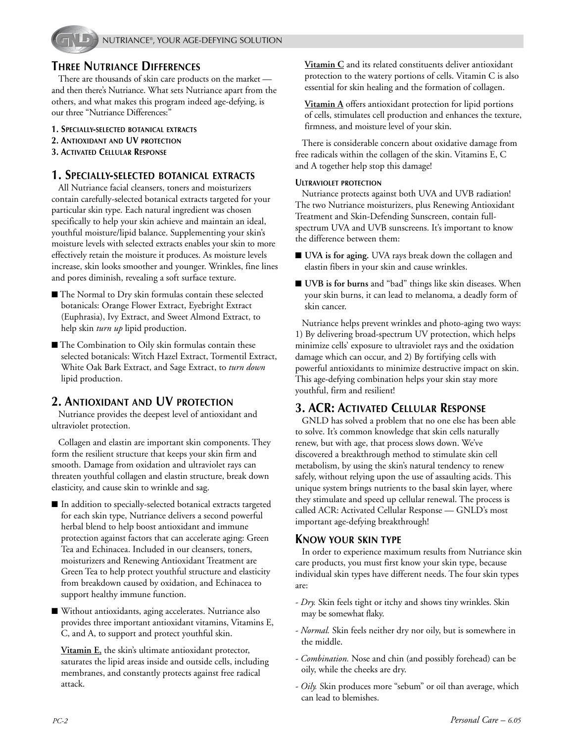## Three Nutriance Differences

There are thousands of skin care products on the market — and then there's Nutriance. What sets Nutriance apart from the others, and what makes this program indeed age-defying, is our three "Nutriance Differences:"

1. **Specially-selected botanical extracts**
2. **Antioxidant and UV protection**
3. **Activated Cellular Response**

## 1. Specially-selected botanical extracts

All Nutriance facial cleansers, toners and moisturizers contain carefully-selected botanical extracts targeted for your particular skin type. Each natural ingredient was chosen specifically to help your skin achieve and maintain an ideal, youthful moisture/lipid balance. Supplementing your skin's moisture levels with selected extracts enables your skin to more effectively retain the moisture it produces. As moisture levels increase, skin looks smoother and younger. Wrinkles, fine lines and pores diminish, revealing a soft surface texture.

- The Normal to Dry skin formulas contain these selected botanicals: Orange Flower Extract, Eyebright Extract (Euphrasia), Ivy Extract, and Sweet Almond Extract, to help skin *turn up* lipid production.
- The Combination to Oily skin formulas contain these selected botanicals: Witch Hazel Extract, Tormentil Extract, White Oak Bark Extract, and Sage Extract, to *turn down* lipid production.

## 2. Antioxidant and UV protection

Nutriance provides the deepest level of antioxidant and ultraviolet protection.

Collagen and elastin are important skin components. They form the resilient structure that keeps your skin firm and smooth. Damage from oxidation and ultraviolet rays can threaten youthful collagen and elastin structure, break down elasticity, and cause skin to wrinkle and sag.

- In addition to specially-selected botanical extracts targeted for each skin type, Nutriance delivers a second powerful herbal blend to help boost antioxidant and immune protection against factors that can accelerate aging: Green Tea and Echinacea. Included in our cleansers, toners, moisturizers and Renewing Antioxidant Treatment are Green Tea to help protect youthful structure and elasticity from breakdown caused by oxidation, and Echinacea to support healthy immune function.
- Without antioxidants, aging accelerates. Nutriance also provides three important antioxidant vitamins, Vitamins E, C, and A, to support and protect youthful skin.

  **Vitamin E**, the skin's ultimate antioxidant protector, saturates the lipid areas inside and outside cells, including membranes, and constantly protects against free radical attack.

  **Vitamin C** and its related constituents deliver antioxidant protection to the watery portions of cells. Vitamin C is also essential for skin healing and the formation of collagen.

  **Vitamin A** offers antioxidant protection for lipid portions of cells, stimulates cell production and enhances the texture, firmness, and moisture level of your skin.

There is considerable concern about oxidative damage from free radicals within the collagen of the skin. Vitamins E, C and A together help stop this damage!

### Ultraviolet protection

Nutriance protects against both UVA and UVB radiation! The two Nutriance moisturizers, plus Renewing Antioxidant Treatment and Skin-Defending Sunscreen, contain full-spectrum UVA and UVB sunscreens. It's important to know the difference between them:

- **UVA is for aging.** UVA rays break down the collagen and elastin fibers in your skin and cause wrinkles.
- **UVB is for burns** and "bad" things like skin diseases. When your skin burns, it can lead to melanoma, a deadly form of skin cancer.

Nutriance helps prevent wrinkles and photo-aging two ways: 1) By delivering broad-spectrum UV protection, which helps minimize cells' exposure to ultraviolet rays and the oxidation damage which can occur, and 2) By fortifying cells with powerful antioxidants to minimize destructive impact on skin. This age-defying combination helps your skin stay more youthful, firm and resilient!

## 3. ACR: Activated Cellular Response

GNLD has solved a problem that no one else has been able to solve. It's common knowledge that skin cells naturally renew, but with age, that process slows down. We've discovered a breakthrough method to stimulate skin cell metabolism, by using the skin's natural tendency to renew safely, without relying upon the use of assaulting acids. This unique system brings nutrients to the basal skin layer, where they stimulate and speed up cellular renewal. The process is called ACR: Activated Cellular Response — GNLD's most important age-defying breakthrough!

### Know your skin type

In order to experience maximum results from Nutriance skin care products, you must first know your skin type, because individual skin types have different needs. The four skin types are:

- *Dry.* Skin feels tight or itchy and shows tiny wrinkles. Skin may be somewhat flaky.
- *Normal.* Skin feels neither dry nor oily, but is somewhere in the middle.
- *Combination.* Nose and chin (and possibly forehead) can be oily, while the cheeks are dry.
- *Oily.* Skin produces more "sebum" or oil than average, which can lead to blemishes.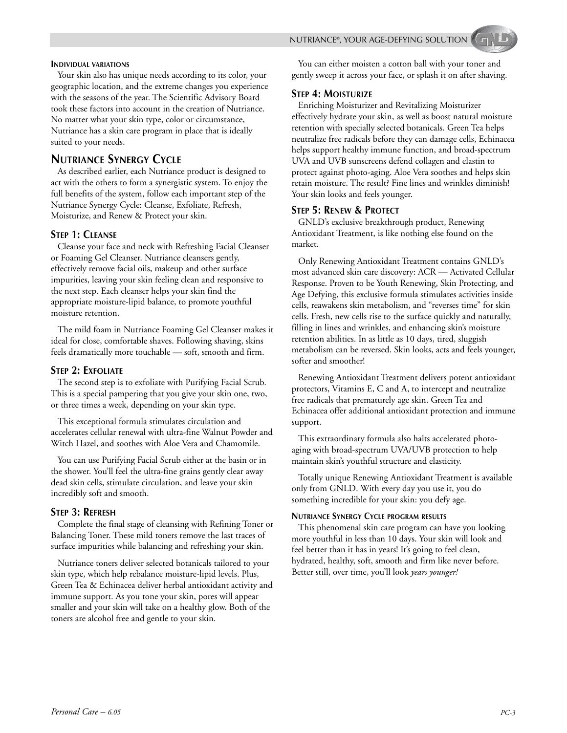#### Individual variations

Your skin also has unique needs according to its color, your geographic location, and the extreme changes you experience with the seasons of the year. The Scientific Advisory Board took these factors into account in the creation of Nutriance. No matter what your skin type, color or circumstance, Nutriance has a skin care program in place that is ideally suited to your needs.

## Nutriance Synergy Cycle

As described earlier, each Nutriance product is designed to act with the others to form a synergistic system. To enjoy the full benefits of the system, follow each important step of the Nutriance Synergy Cycle: Cleanse, Exfoliate, Refresh, Moisturize, and Renew & Protect your skin.

### Step 1: Cleanse

Cleanse your face and neck with Refreshing Facial Cleanser or Foaming Gel Cleanser. Nutriance cleansers gently, effectively remove facial oils, makeup and other surface impurities, leaving your skin feeling clean and responsive to the next step. Each cleanser helps your skin find the appropriate moisture-lipid balance, to promote youthful moisture retention.

The mild foam in Nutriance Foaming Gel Cleanser makes it ideal for close, comfortable shaves. Following shaving, skins feels dramatically more touchable — soft, smooth and firm.

### Step 2: Exfoliate

The second step is to exfoliate with Purifying Facial Scrub. This is a special pampering that you give your skin one, two, or three times a week, depending on your skin type.

This exceptional formula stimulates circulation and accelerates cellular renewal with ultra-fine Walnut Powder and Witch Hazel, and soothes with Aloe Vera and Chamomile.

You can use Purifying Facial Scrub either at the basin or in the shower. You'll feel the ultra-fine grains gently clear away dead skin cells, stimulate circulation, and leave your skin incredibly soft and smooth.

### Step 3: Refresh

Complete the final stage of cleansing with Refining Toner or Balancing Toner. These mild toners remove the last traces of surface impurities while balancing and refreshing your skin.

Nutriance toners deliver selected botanicals tailored to your skin type, which help rebalance moisture-lipid levels. Plus, Green Tea & Echinacea deliver herbal antioxidant activity and immune support. As you tone your skin, pores will appear smaller and your skin will take on a healthy glow. Both of the toners are alcohol free and gentle to your skin.

You can either moisten a cotton ball with your toner and gently sweep it across your face, or splash it on after shaving.

### Step 4: Moisturize

Enriching Moisturizer and Revitalizing Moisturizer effectively hydrate your skin, as well as boost natural moisture retention with specially selected botanicals. Green Tea helps neutralize free radicals before they can damage cells, Echinacea helps support healthy immune function, and broad-spectrum UVA and UVB sunscreens defend collagen and elastin to protect against photo-aging. Aloe Vera soothes and helps skin retain moisture. The result? Fine lines and wrinkles diminish! Your skin looks and feels younger.

### Step 5: Renew & Protect

GNLD's exclusive breakthrough product, Renewing Antioxidant Treatment, is like nothing else found on the market.

Only Renewing Antioxidant Treatment contains GNLD's most advanced skin care discovery: ACR — Activated Cellular Response. Proven to be Youth Renewing, Skin Protecting, and Age Defying, this exclusive formula stimulates activities inside cells, reawakens skin metabolism, and "reverses time" for skin cells. Fresh, new cells rise to the surface quickly and naturally, filling in lines and wrinkles, and enhancing skin's moisture retention abilities. In as little as 10 days, tired, sluggish metabolism can be reversed. Skin looks, acts and feels younger, softer and smoother!

Renewing Antioxidant Treatment delivers potent antioxidant protectors, Vitamins E, C and A, to intercept and neutralize free radicals that prematurely age skin. Green Tea and Echinacea offer additional antioxidant protection and immune support.

This extraordinary formula also halts accelerated photo-aging with broad-spectrum UVA/UVB protection to help maintain skin's youthful structure and elasticity.

Totally unique Renewing Antioxidant Treatment is available only from GNLD. With every day you use it, you do something incredible for your skin: you defy age.

#### Nutriance Synergy Cycle program results

This phenomenal skin care program can have you looking more youthful in less than 10 days. Your skin will look and feel better than it has in years! It's going to feel clean, hydrated, healthy, soft, smooth and firm like never before. Better still, over time, you'll look *years younger!*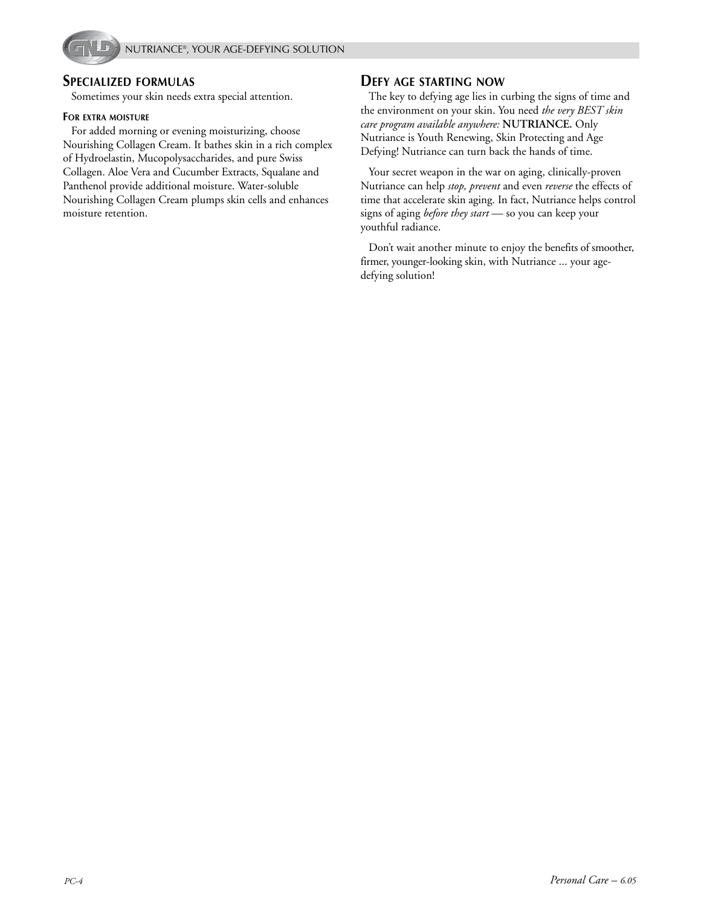## Specialized formulas

Sometimes your skin needs extra special attention.

### For extra moisture

For added morning or evening moisturizing, choose Nourishing Collagen Cream. It bathes skin in a rich complex of Hydroelastin, Mucopolysaccharides, and pure Swiss Collagen. Aloe Vera and Cucumber Extracts, Squalane and Panthenol provide additional moisture. Water-soluble Nourishing Collagen Cream plumps skin cells and enhances moisture retention.

## Defy age starting now

The key to defying age lies in curbing the signs of time and the environment on your skin. You need *the very BEST skin care program available anywhere:* **NUTRIANCE.** Only Nutriance is Youth Renewing, Skin Protecting and Age Defying! Nutriance can turn back the hands of time.

Your secret weapon in the war on aging, clinically-proven Nutriance can help *stop, prevent* and even *reverse* the effects of time that accelerate skin aging. In fact, Nutriance helps control signs of aging *before they start* — so you can keep your youthful radiance.

Don't wait another minute to enjoy the benefits of smoother, firmer, younger-looking skin, with Nutriance ... your age-defying solution!